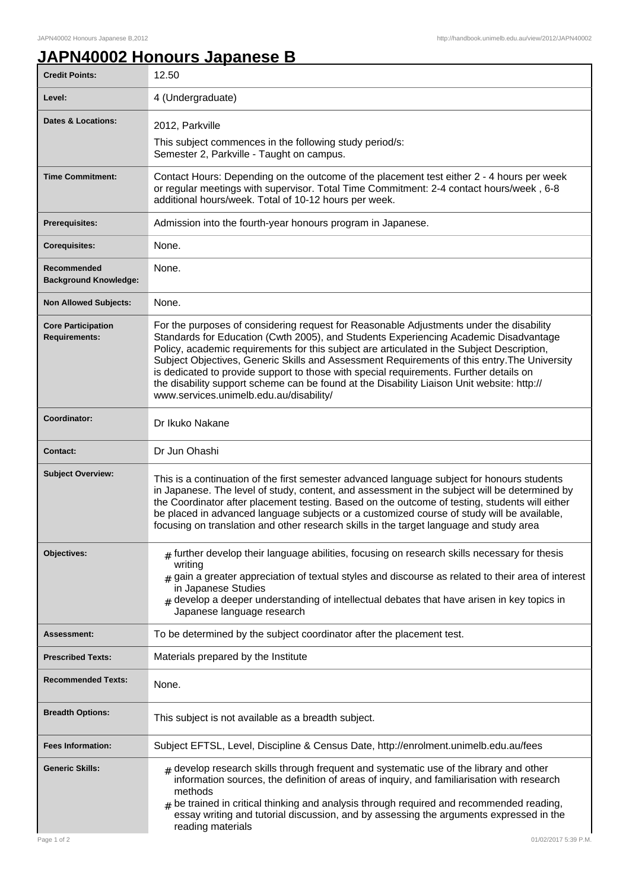# JAPN40002 Honours Japanese B

| | |
|---|---|
| **Credit Points:** | 12.50 |
| **Level:** | 4 (Undergraduate) |
| **Dates & Locations:** | 2012, Parkville<br>This subject commences in the following study period/s:<br>Semester 2, Parkville - Taught on campus. |
| **Time Commitment:** | Contact Hours: Depending on the outcome of the placement test either 2 - 4 hours per week or regular meetings with supervisor. Total Time Commitment: 2-4 contact hours/week , 6-8 additional hours/week. Total of 10-12 hours per week. |
| **Prerequisites:** | Admission into the fourth-year honours program in Japanese. |
| **Corequisites:** | None. |
| **Recommended Background Knowledge:** | None. |
| **Non Allowed Subjects:** | None. |
| **Core Participation Requirements:** | For the purposes of considering request for Reasonable Adjustments under the disability Standards for Education (Cwth 2005), and Students Experiencing Academic Disadvantage Policy, academic requirements for this subject are articulated in the Subject Description, Subject Objectives, Generic Skills and Assessment Requirements of this entry.The University is dedicated to provide support to those with special requirements. Further details on the disability support scheme can be found at the Disability Liaison Unit website: http://www.services.unimelb.edu.au/disability/ |
| **Coordinator:** | Dr Ikuko Nakane |
| **Contact:** | Dr Jun Ohashi |
| **Subject Overview:** | This is a continuation of the first semester advanced language subject for honours students in Japanese. The level of study, content, and assessment in the subject will be determined by the Coordinator after placement testing. Based on the outcome of testing, students will either be placed in advanced language subjects or a customized course of study will be available, focusing on translation and other research skills in the target language and study area |
| **Objectives:** | # further develop their language abilities, focusing on research skills necessary for thesis writing<br># gain a greater appreciation of textual styles and discourse as related to their area of interest in Japanese Studies<br># develop a deeper understanding of intellectual debates that have arisen in key topics in Japanese language research |
| **Assessment:** | To be determined by the subject coordinator after the placement test. |
| **Prescribed Texts:** | Materials prepared by the Institute |
| **Recommended Texts:** | None. |
| **Breadth Options:** | This subject is not available as a breadth subject. |
| **Fees Information:** | Subject EFTSL, Level, Discipline & Census Date, http://enrolment.unimelb.edu.au/fees |
| **Generic Skills:** | # develop research skills through frequent and systematic use of the library and other information sources, the definition of areas of inquiry, and familiarisation with research methods<br># be trained in critical thinking and analysis through required and recommended reading, essay writing and tutorial discussion, and by assessing the arguments expressed in the reading materials |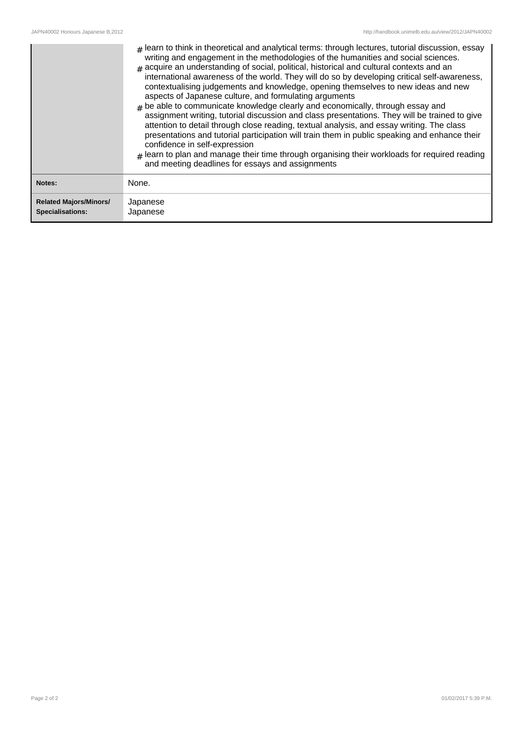| | |
|---|---|
| | # learn to think in theoretical and analytical terms: through lectures, tutorial discussion, essay writing and engagement in the methodologies of the humanities and social sciences.<br># acquire an understanding of social, political, historical and cultural contexts and an international awareness of the world. They will do so by developing critical self-awareness, contextualising judgements and knowledge, opening themselves to new ideas and new aspects of Japanese culture, and formulating arguments<br># be able to communicate knowledge clearly and economically, through essay and assignment writing, tutorial discussion and class presentations. They will be trained to give attention to detail through close reading, textual analysis, and essay writing. The class presentations and tutorial participation will train them in public speaking and enhance their confidence in self-expression<br># learn to plan and manage their time through organising their workloads for required reading and meeting deadlines for essays and assignments |
| **Notes:** | None. |
| **Related Majors/Minors/ Specialisations:** | Japanese<br>Japanese |